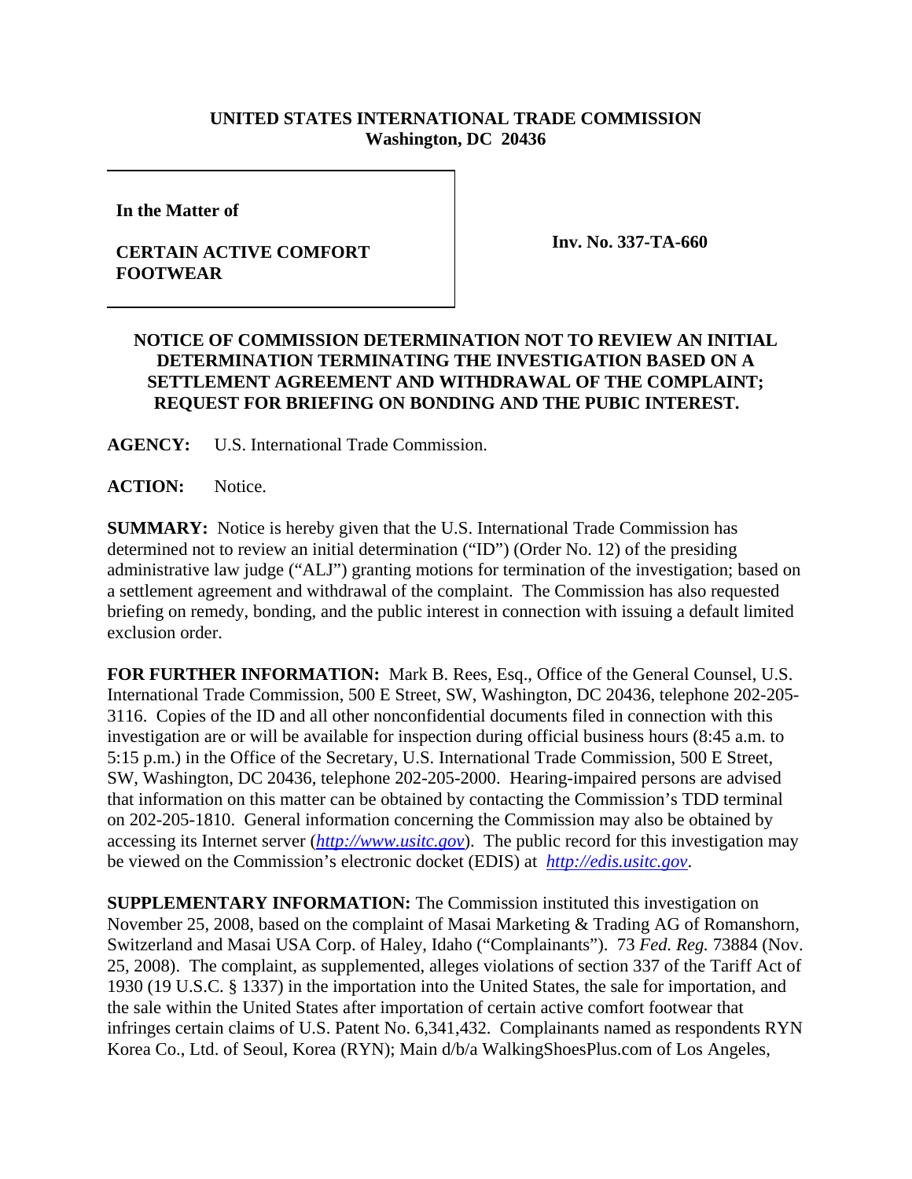**UNITED STATES INTERNATIONAL TRADE COMMISSION**
**Washington, DC 20436**

| | |
|---|---|
| **In the Matter of**<br><br>**CERTAIN ACTIVE COMFORT FOOTWEAR** | **Inv. No. 337-TA-660** |

**NOTICE OF COMMISSION DETERMINATION NOT TO REVIEW AN INITIAL DETERMINATION TERMINATING THE INVESTIGATION BASED ON A SETTLEMENT AGREEMENT AND WITHDRAWAL OF THE COMPLAINT; REQUEST FOR BRIEFING ON BONDING AND THE PUBIC INTEREST.**

**AGENCY:** U.S. International Trade Commission.

**ACTION:** Notice.

**SUMMARY:** Notice is hereby given that the U.S. International Trade Commission has determined not to review an initial determination ("ID") (Order No. 12) of the presiding administrative law judge ("ALJ") granting motions for termination of the investigation; based on a settlement agreement and withdrawal of the complaint. The Commission has also requested briefing on remedy, bonding, and the public interest in connection with issuing a default limited exclusion order.

**FOR FURTHER INFORMATION:** Mark B. Rees, Esq., Office of the General Counsel, U.S. International Trade Commission, 500 E Street, SW, Washington, DC 20436, telephone 202-205-3116. Copies of the ID and all other nonconfidential documents filed in connection with this investigation are or will be available for inspection during official business hours (8:45 a.m. to 5:15 p.m.) in the Office of the Secretary, U.S. International Trade Commission, 500 E Street, SW, Washington, DC 20436, telephone 202-205-2000. Hearing-impaired persons are advised that information on this matter can be obtained by contacting the Commission's TDD terminal on 202-205-1810. General information concerning the Commission may also be obtained by accessing its Internet server (*http://www.usitc.gov*). The public record for this investigation may be viewed on the Commission's electronic docket (EDIS) at *http://edis.usitc.gov*.

**SUPPLEMENTARY INFORMATION:** The Commission instituted this investigation on November 25, 2008, based on the complaint of Masai Marketing & Trading AG of Romanshorn, Switzerland and Masai USA Corp. of Haley, Idaho ("Complainants"). 73 *Fed. Reg.* 73884 (Nov. 25, 2008). The complaint, as supplemented, alleges violations of section 337 of the Tariff Act of 1930 (19 U.S.C. § 1337) in the importation into the United States, the sale for importation, and the sale within the United States after importation of certain active comfort footwear that infringes certain claims of U.S. Patent No. 6,341,432. Complainants named as respondents RYN Korea Co., Ltd. of Seoul, Korea (RYN); Main d/b/a WalkingShoesPlus.com of Los Angeles,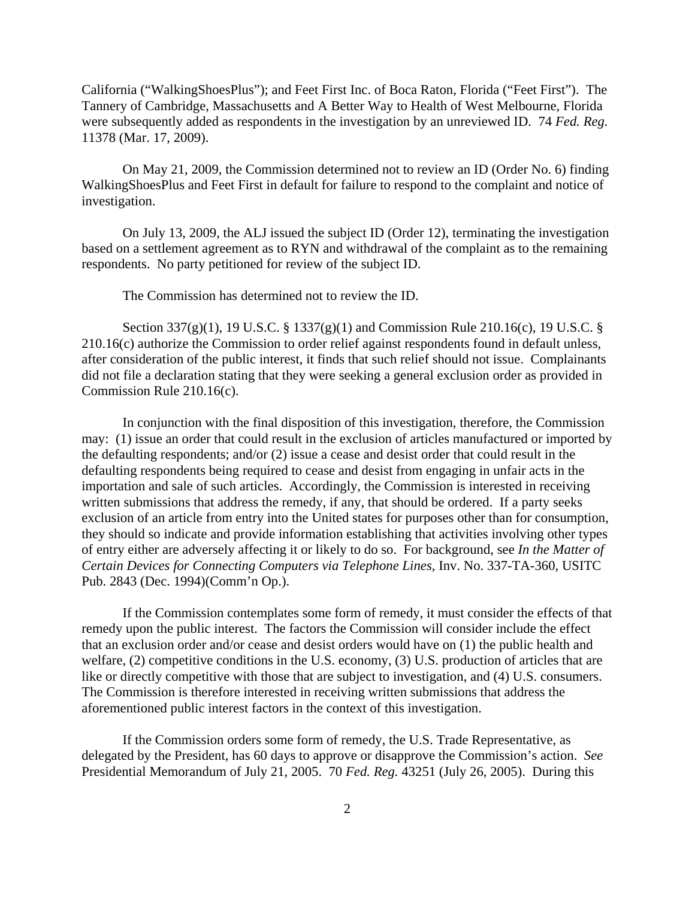California ("WalkingShoesPlus"); and Feet First Inc. of Boca Raton, Florida ("Feet First"). The Tannery of Cambridge, Massachusetts and A Better Way to Health of West Melbourne, Florida were subsequently added as respondents in the investigation by an unreviewed ID. 74 *Fed. Reg.* 11378 (Mar. 17, 2009).

On May 21, 2009, the Commission determined not to review an ID (Order No. 6) finding WalkingShoesPlus and Feet First in default for failure to respond to the complaint and notice of investigation.

On July 13, 2009, the ALJ issued the subject ID (Order 12), terminating the investigation based on a settlement agreement as to RYN and withdrawal of the complaint as to the remaining respondents. No party petitioned for review of the subject ID.

The Commission has determined not to review the ID.

Section 337(g)(1), 19 U.S.C. § 1337(g)(1) and Commission Rule 210.16(c), 19 U.S.C. § 210.16(c) authorize the Commission to order relief against respondents found in default unless, after consideration of the public interest, it finds that such relief should not issue. Complainants did not file a declaration stating that they were seeking a general exclusion order as provided in Commission Rule 210.16(c).

In conjunction with the final disposition of this investigation, therefore, the Commission may: (1) issue an order that could result in the exclusion of articles manufactured or imported by the defaulting respondents; and/or (2) issue a cease and desist order that could result in the defaulting respondents being required to cease and desist from engaging in unfair acts in the importation and sale of such articles. Accordingly, the Commission is interested in receiving written submissions that address the remedy, if any, that should be ordered. If a party seeks exclusion of an article from entry into the United states for purposes other than for consumption, they should so indicate and provide information establishing that activities involving other types of entry either are adversely affecting it or likely to do so. For background, see *In the Matter of Certain Devices for Connecting Computers via Telephone Lines*, Inv. No. 337-TA-360, USITC Pub. 2843 (Dec. 1994)(Comm'n Op.).

If the Commission contemplates some form of remedy, it must consider the effects of that remedy upon the public interest. The factors the Commission will consider include the effect that an exclusion order and/or cease and desist orders would have on (1) the public health and welfare, (2) competitive conditions in the U.S. economy, (3) U.S. production of articles that are like or directly competitive with those that are subject to investigation, and (4) U.S. consumers. The Commission is therefore interested in receiving written submissions that address the aforementioned public interest factors in the context of this investigation.

If the Commission orders some form of remedy, the U.S. Trade Representative, as delegated by the President, has 60 days to approve or disapprove the Commission's action. *See* Presidential Memorandum of July 21, 2005. 70 *Fed. Reg.* 43251 (July 26, 2005). During this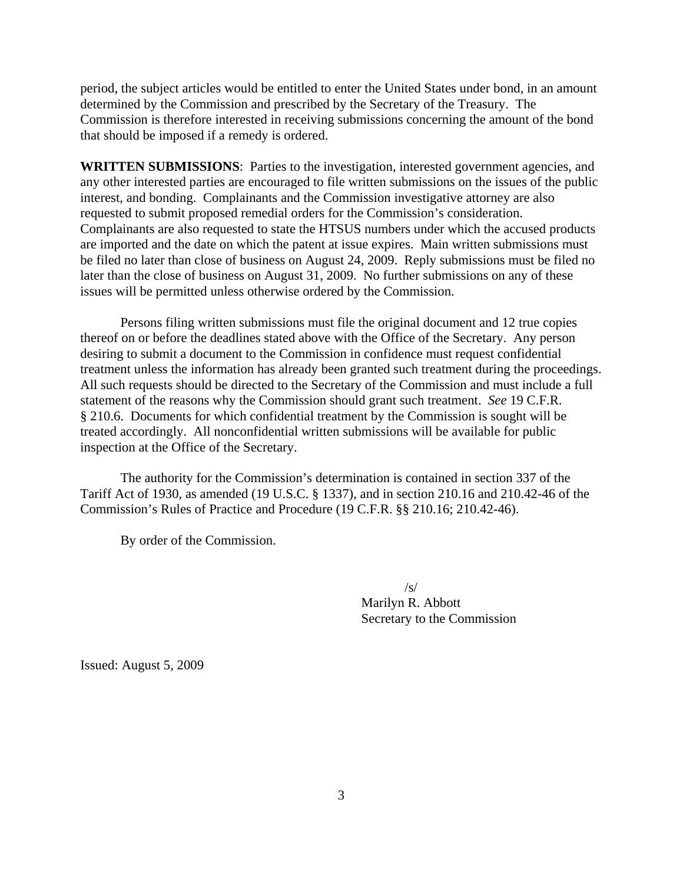period, the subject articles would be entitled to enter the United States under bond, in an amount determined by the Commission and prescribed by the Secretary of the Treasury. The Commission is therefore interested in receiving submissions concerning the amount of the bond that should be imposed if a remedy is ordered.

**WRITTEN SUBMISSIONS**: Parties to the investigation, interested government agencies, and any other interested parties are encouraged to file written submissions on the issues of the public interest, and bonding. Complainants and the Commission investigative attorney are also requested to submit proposed remedial orders for the Commission's consideration. Complainants are also requested to state the HTSUS numbers under which the accused products are imported and the date on which the patent at issue expires. Main written submissions must be filed no later than close of business on August 24, 2009. Reply submissions must be filed no later than the close of business on August 31, 2009. No further submissions on any of these issues will be permitted unless otherwise ordered by the Commission.

Persons filing written submissions must file the original document and 12 true copies thereof on or before the deadlines stated above with the Office of the Secretary. Any person desiring to submit a document to the Commission in confidence must request confidential treatment unless the information has already been granted such treatment during the proceedings. All such requests should be directed to the Secretary of the Commission and must include a full statement of the reasons why the Commission should grant such treatment. *See* 19 C.F.R. § 210.6. Documents for which confidential treatment by the Commission is sought will be treated accordingly. All nonconfidential written submissions will be available for public inspection at the Office of the Secretary.

The authority for the Commission's determination is contained in section 337 of the Tariff Act of 1930, as amended (19 U.S.C. § 1337), and in section 210.16 and 210.42-46 of the Commission's Rules of Practice and Procedure (19 C.F.R. §§ 210.16; 210.42-46).

By order of the Commission.

/s/
Marilyn R. Abbott
Secretary to the Commission

Issued: August 5, 2009